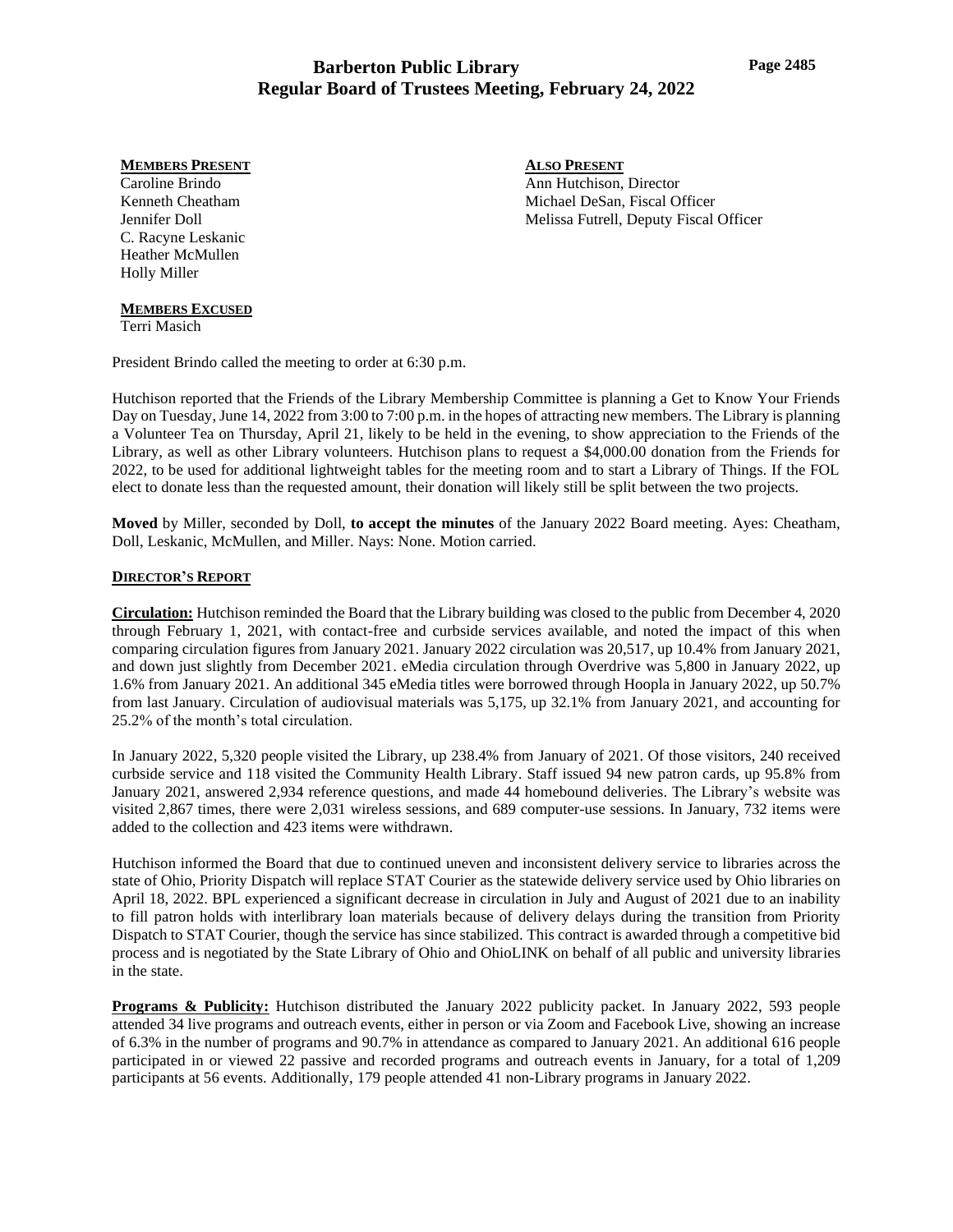# Barberton Public Library
## Regular Board of Trustees Meeting, February 24, 2022

**MEMBERS PRESENT**
Caroline Brindo
Kenneth Cheatham
Jennifer Doll
C. Racyne Leskanic
Heather McMullen
Holly Miller

**ALSO PRESENT**
Ann Hutchison, Director
Michael DeSan, Fiscal Officer
Melissa Futrell, Deputy Fiscal Officer

**MEMBERS EXCUSED**
Terri Masich

President Brindo called the meeting to order at 6:30 p.m.

Hutchison reported that the Friends of the Library Membership Committee is planning a Get to Know Your Friends Day on Tuesday, June 14, 2022 from 3:00 to 7:00 p.m. in the hopes of attracting new members. The Library is planning a Volunteer Tea on Thursday, April 21, likely to be held in the evening, to show appreciation to the Friends of the Library, as well as other Library volunteers. Hutchison plans to request a $4,000.00 donation from the Friends for 2022, to be used for additional lightweight tables for the meeting room and to start a Library of Things. If the FOL elect to donate less than the requested amount, their donation will likely still be split between the two projects.

**Moved** by Miller, seconded by Doll, **to accept the minutes** of the January 2022 Board meeting. Ayes: Cheatham, Doll, Leskanic, McMullen, and Miller. Nays: None. Motion carried.

**DIRECTOR'S REPORT**

**Circulation:** Hutchison reminded the Board that the Library building was closed to the public from December 4, 2020 through February 1, 2021, with contact-free and curbside services available, and noted the impact of this when comparing circulation figures from January 2021. January 2022 circulation was 20,517, up 10.4% from January 2021, and down just slightly from December 2021. eMedia circulation through Overdrive was 5,800 in January 2022, up 1.6% from January 2021. An additional 345 eMedia titles were borrowed through Hoopla in January 2022, up 50.7% from last January. Circulation of audiovisual materials was 5,175, up 32.1% from January 2021, and accounting for 25.2% of the month's total circulation.

In January 2022, 5,320 people visited the Library, up 238.4% from January of 2021. Of those visitors, 240 received curbside service and 118 visited the Community Health Library. Staff issued 94 new patron cards, up 95.8% from January 2021, answered 2,934 reference questions, and made 44 homebound deliveries. The Library's website was visited 2,867 times, there were 2,031 wireless sessions, and 689 computer-use sessions. In January, 732 items were added to the collection and 423 items were withdrawn.

Hutchison informed the Board that due to continued uneven and inconsistent delivery service to libraries across the state of Ohio, Priority Dispatch will replace STAT Courier as the statewide delivery service used by Ohio libraries on April 18, 2022. BPL experienced a significant decrease in circulation in July and August of 2021 due to an inability to fill patron holds with interlibrary loan materials because of delivery delays during the transition from Priority Dispatch to STAT Courier, though the service has since stabilized. This contract is awarded through a competitive bid process and is negotiated by the State Library of Ohio and OhioLINK on behalf of all public and university libraries in the state.

**Programs & Publicity:** Hutchison distributed the January 2022 publicity packet. In January 2022, 593 people attended 34 live programs and outreach events, either in person or via Zoom and Facebook Live, showing an increase of 6.3% in the number of programs and 90.7% in attendance as compared to January 2021. An additional 616 people participated in or viewed 22 passive and recorded programs and outreach events in January, for a total of 1,209 participants at 56 events. Additionally, 179 people attended 41 non-Library programs in January 2022.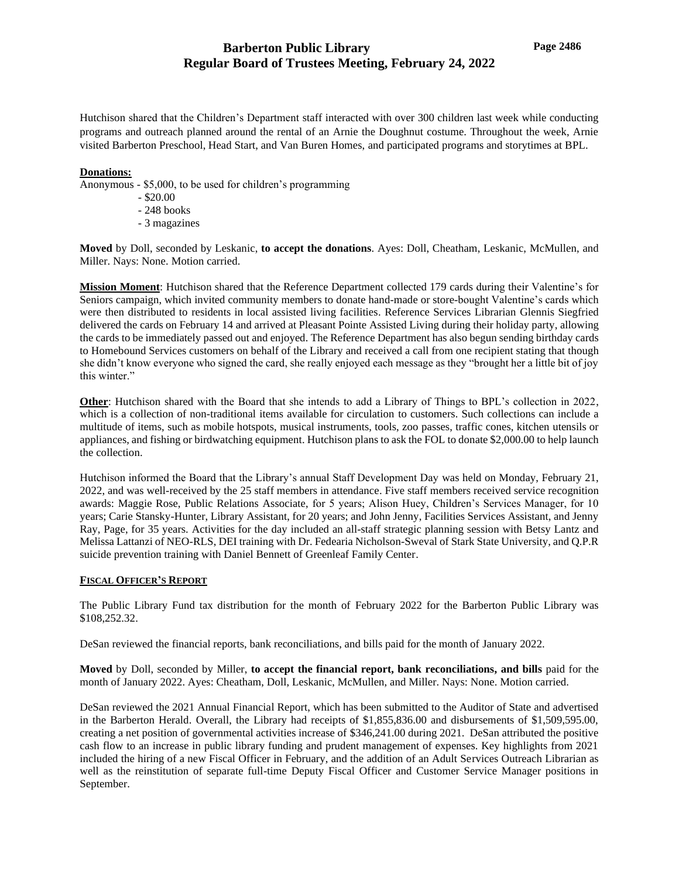Hutchison shared that the Children's Department staff interacted with over 300 children last week while conducting programs and outreach planned around the rental of an Arnie the Doughnut costume. Throughout the week, Arnie visited Barberton Preschool, Head Start, and Van Buren Homes, and participated programs and storytimes at BPL.

**Donations:**

Anonymous - $5,000, to be used for children's programming
- $20.00
- 248 books
- 3 magazines

**Moved** by Doll, seconded by Leskanic, **to accept the donations**. Ayes: Doll, Cheatham, Leskanic, McMullen, and Miller. Nays: None. Motion carried.

**Mission Moment**: Hutchison shared that the Reference Department collected 179 cards during their Valentine's for Seniors campaign, which invited community members to donate hand-made or store-bought Valentine's cards which were then distributed to residents in local assisted living facilities. Reference Services Librarian Glennis Siegfried delivered the cards on February 14 and arrived at Pleasant Pointe Assisted Living during their holiday party, allowing the cards to be immediately passed out and enjoyed. The Reference Department has also begun sending birthday cards to Homebound Services customers on behalf of the Library and received a call from one recipient stating that though she didn't know everyone who signed the card, she really enjoyed each message as they "brought her a little bit of joy this winter."

**Other**: Hutchison shared with the Board that she intends to add a Library of Things to BPL's collection in 2022, which is a collection of non-traditional items available for circulation to customers. Such collections can include a multitude of items, such as mobile hotspots, musical instruments, tools, zoo passes, traffic cones, kitchen utensils or appliances, and fishing or birdwatching equipment. Hutchison plans to ask the FOL to donate $2,000.00 to help launch the collection.

Hutchison informed the Board that the Library's annual Staff Development Day was held on Monday, February 21, 2022, and was well-received by the 25 staff members in attendance. Five staff members received service recognition awards: Maggie Rose, Public Relations Associate, for 5 years; Alison Huey, Children's Services Manager, for 10 years; Carie Stansky-Hunter, Library Assistant, for 20 years; and John Jenny, Facilities Services Assistant, and Jenny Ray, Page, for 35 years. Activities for the day included an all-staff strategic planning session with Betsy Lantz and Melissa Lattanzi of NEO-RLS, DEI training with Dr. Fedearia Nicholson-Sweval of Stark State University, and Q.P.R suicide prevention training with Daniel Bennett of Greenleaf Family Center.

## FISCAL OFFICER'S REPORT

The Public Library Fund tax distribution for the month of February 2022 for the Barberton Public Library was $108,252.32.

DeSan reviewed the financial reports, bank reconciliations, and bills paid for the month of January 2022.

**Moved** by Doll, seconded by Miller, **to accept the financial report, bank reconciliations, and bills** paid for the month of January 2022. Ayes: Cheatham, Doll, Leskanic, McMullen, and Miller. Nays: None. Motion carried.

DeSan reviewed the 2021 Annual Financial Report, which has been submitted to the Auditor of State and advertised in the Barberton Herald. Overall, the Library had receipts of $1,855,836.00 and disbursements of $1,509,595.00, creating a net position of governmental activities increase of $346,241.00 during 2021. DeSan attributed the positive cash flow to an increase in public library funding and prudent management of expenses. Key highlights from 2021 included the hiring of a new Fiscal Officer in February, and the addition of an Adult Services Outreach Librarian as well as the reinstitution of separate full-time Deputy Fiscal Officer and Customer Service Manager positions in September.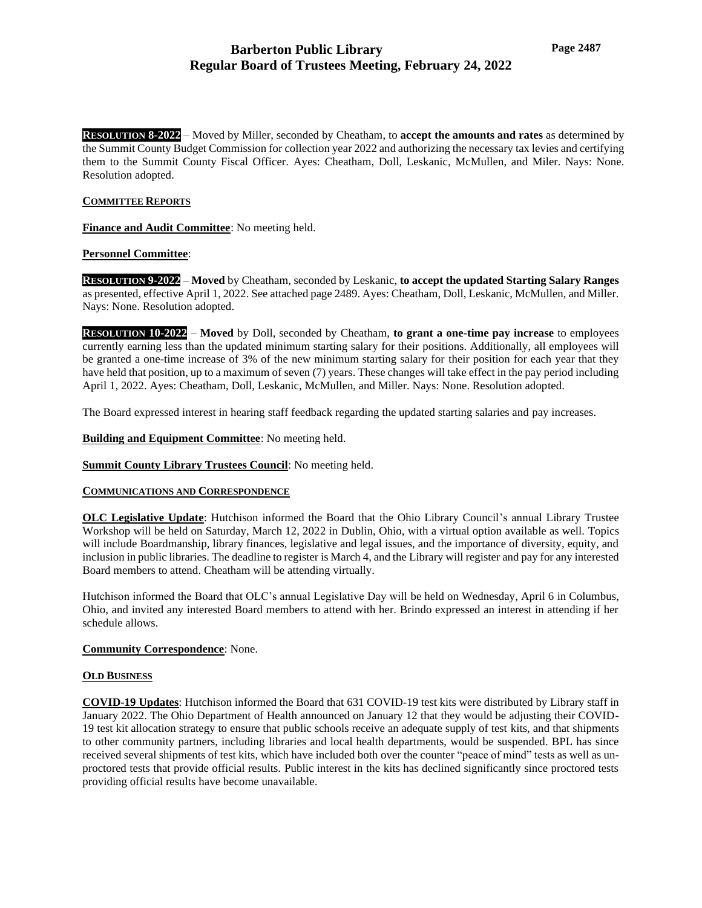**RESOLUTION 8-2022** – Moved by Miller, seconded by Cheatham, to **accept the amounts and rates** as determined by the Summit County Budget Commission for collection year 2022 and authorizing the necessary tax levies and certifying them to the Summit County Fiscal Officer. Ayes: Cheatham, Doll, Leskanic, McMullen, and Miler. Nays: None. Resolution adopted.

**COMMITTEE REPORTS**

**Finance and Audit Committee**: No meeting held.

**Personnel Committee**:

**RESOLUTION 9-2022** – **Moved** by Cheatham, seconded by Leskanic, **to accept the updated Starting Salary Ranges** as presented, effective April 1, 2022. See attached page 2489. Ayes: Cheatham, Doll, Leskanic, McMullen, and Miller. Nays: None. Resolution adopted.

**RESOLUTION 10-2022** – **Moved** by Doll, seconded by Cheatham, **to grant a one-time pay increase** to employees currently earning less than the updated minimum starting salary for their positions. Additionally, all employees will be granted a one-time increase of 3% of the new minimum starting salary for their position for each year that they have held that position, up to a maximum of seven (7) years. These changes will take effect in the pay period including April 1, 2022. Ayes: Cheatham, Doll, Leskanic, McMullen, and Miller. Nays: None. Resolution adopted.

The Board expressed interest in hearing staff feedback regarding the updated starting salaries and pay increases.

**Building and Equipment Committee**: No meeting held.

**Summit County Library Trustees Council**: No meeting held.

**COMMUNICATIONS AND CORRESPONDENCE**

**OLC Legislative Update**: Hutchison informed the Board that the Ohio Library Council's annual Library Trustee Workshop will be held on Saturday, March 12, 2022 in Dublin, Ohio, with a virtual option available as well. Topics will include Boardmanship, library finances, legislative and legal issues, and the importance of diversity, equity, and inclusion in public libraries. The deadline to register is March 4, and the Library will register and pay for any interested Board members to attend. Cheatham will be attending virtually.

Hutchison informed the Board that OLC's annual Legislative Day will be held on Wednesday, April 6 in Columbus, Ohio, and invited any interested Board members to attend with her. Brindo expressed an interest in attending if her schedule allows.

**Community Correspondence**: None.

**OLD BUSINESS**

**COVID-19 Updates**: Hutchison informed the Board that 631 COVID-19 test kits were distributed by Library staff in January 2022. The Ohio Department of Health announced on January 12 that they would be adjusting their COVID-19 test kit allocation strategy to ensure that public schools receive an adequate supply of test kits, and that shipments to other community partners, including libraries and local health departments, would be suspended. BPL has since received several shipments of test kits, which have included both over the counter "peace of mind" tests as well as un-proctored tests that provide official results. Public interest in the kits has declined significantly since proctored tests providing official results have become unavailable.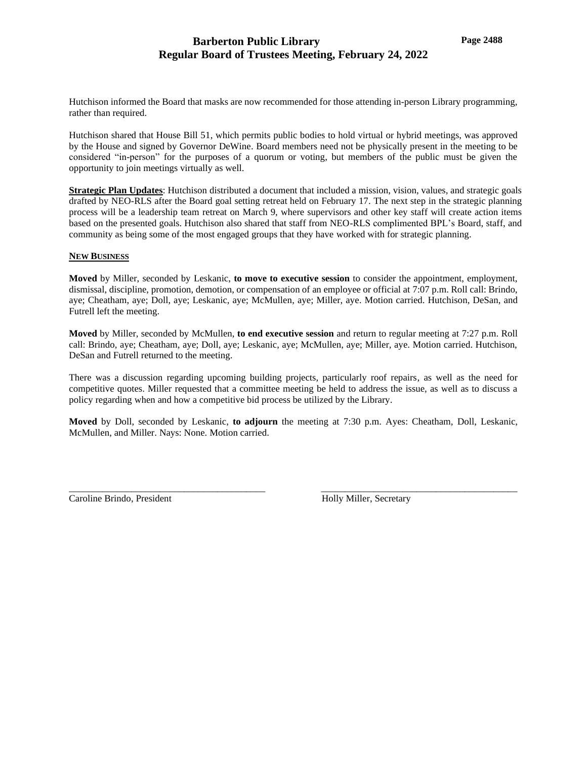Hutchison informed the Board that masks are now recommended for those attending in-person Library programming, rather than required.

Hutchison shared that House Bill 51, which permits public bodies to hold virtual or hybrid meetings, was approved by the House and signed by Governor DeWine. Board members need not be physically present in the meeting to be considered "in-person" for the purposes of a quorum or voting, but members of the public must be given the opportunity to join meetings virtually as well.

**Strategic Plan Updates**: Hutchison distributed a document that included a mission, vision, values, and strategic goals drafted by NEO-RLS after the Board goal setting retreat held on February 17. The next step in the strategic planning process will be a leadership team retreat on March 9, where supervisors and other key staff will create action items based on the presented goals. Hutchison also shared that staff from NEO-RLS complimented BPL's Board, staff, and community as being some of the most engaged groups that they have worked with for strategic planning.

**NEW BUSINESS**

**Moved** by Miller, seconded by Leskanic, **to move to executive session** to consider the appointment, employment, dismissal, discipline, promotion, demotion, or compensation of an employee or official at 7:07 p.m. Roll call: Brindo, aye; Cheatham, aye; Doll, aye; Leskanic, aye; McMullen, aye; Miller, aye. Motion carried. Hutchison, DeSan, and Futrell left the meeting.

**Moved** by Miller, seconded by McMullen, **to end executive session** and return to regular meeting at 7:27 p.m. Roll call: Brindo, aye; Cheatham, aye; Doll, aye; Leskanic, aye; McMullen, aye; Miller, aye. Motion carried. Hutchison, DeSan and Futrell returned to the meeting.

There was a discussion regarding upcoming building projects, particularly roof repairs, as well as the need for competitive quotes. Miller requested that a committee meeting be held to address the issue, as well as to discuss a policy regarding when and how a competitive bid process be utilized by the Library.

**Moved** by Doll, seconded by Leskanic, **to adjourn** the meeting at 7:30 p.m. Ayes: Cheatham, Doll, Leskanic, McMullen, and Miller. Nays: None. Motion carried.

\_\_\_\_\_\_\_\_\_\_\_\_\_\_\_\_\_\_\_\_\_\_\_\_\_\_\_\_\_\_\_\_\_\_\_\_\_\_\_\_
Caroline Brindo, President

\_\_\_\_\_\_\_\_\_\_\_\_\_\_\_\_\_\_\_\_\_\_\_\_\_\_\_\_\_\_\_\_\_\_\_\_\_\_\_\_
Holly Miller, Secretary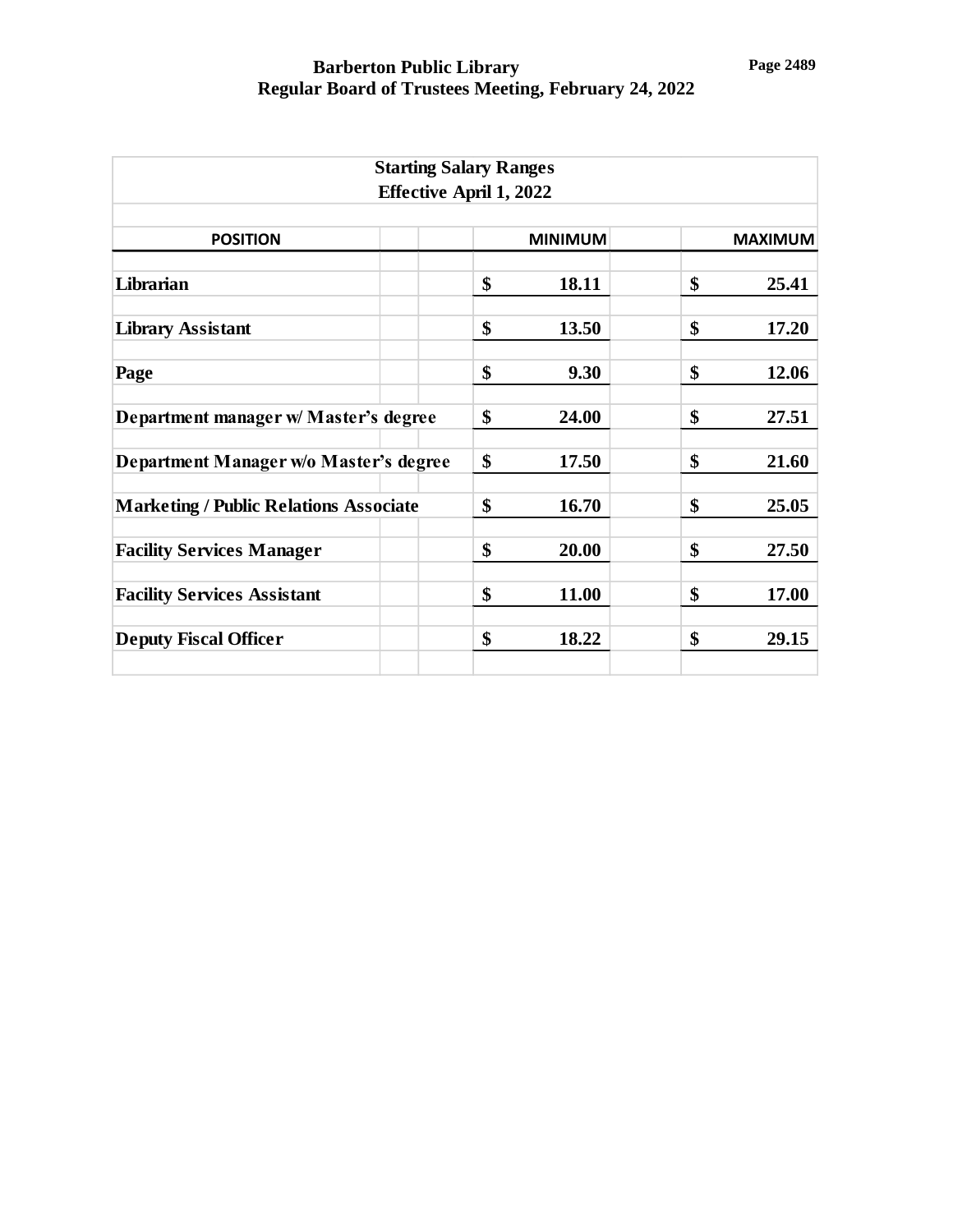# Barberton Public Library
## Regular Board of Trustees Meeting, February 24, 2022

| Starting Salary Ranges Effective April 1, 2022 | | |
|---|---|---|
| **POSITION** | **MINIMUM** | **MAXIMUM** |
| **Librarian** | **$ 18.11** | **$ 25.41** |
| **Library Assistant** | **$ 13.50** | **$ 17.20** |
| **Page** | **$ 9.30** | **$ 12.06** |
| **Department manager w/ Master's degree** | **$ 24.00** | **$ 27.51** |
| **Department Manager w/o Master's degree** | **$ 17.50** | **$ 21.60** |
| **Marketing / Public Relations Associate** | **$ 16.70** | **$ 25.05** |
| **Facility Services Manager** | **$ 20.00** | **$ 27.50** |
| **Facility Services Assistant** | **$ 11.00** | **$ 17.00** |
| **Deputy Fiscal Officer** | **$ 18.22** | **$ 29.15** |